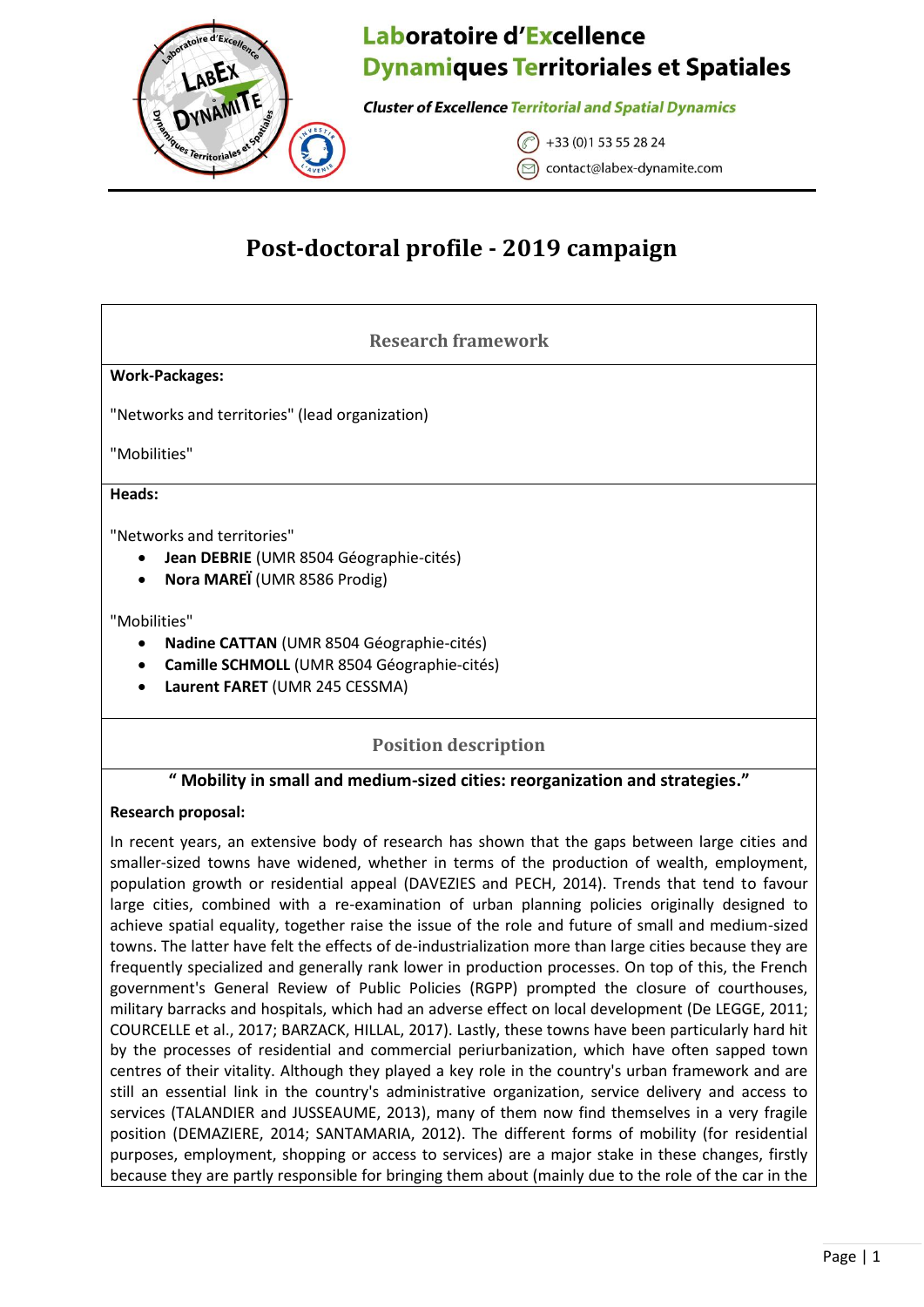# Laboratoire d'Excellence Dynamiques Territoriales et Spatiales

***Cluster of Excellence Territorial and Spatial Dynamics***

+33 (0)1 53 55 28 24

contact@labex-dynamite.com

## Post-doctoral profile - 2019 campaign

### Research framework

**Work-Packages:**

"Networks and territories" (lead organization)

"Mobilities"

**Heads:**

"Networks and territories"

- **Jean DEBRIE** (UMR 8504 Géographie-cités)
- **Nora MAREÏ** (UMR 8586 Prodig)

"Mobilities"

- **Nadine CATTAN** (UMR 8504 Géographie-cités)
- **Camille SCHMOLL** (UMR 8504 Géographie-cités)
- **Laurent FARET** (UMR 245 CESSMA)

### Position description

**" Mobility in small and medium-sized cities: reorganization and strategies."**

**Research proposal:**

In recent years, an extensive body of research has shown that the gaps between large cities and smaller-sized towns have widened, whether in terms of the production of wealth, employment, population growth or residential appeal (DAVEZIES and PECH, 2014). Trends that tend to favour large cities, combined with a re-examination of urban planning policies originally designed to achieve spatial equality, together raise the issue of the role and future of small and medium-sized towns. The latter have felt the effects of de-industrialization more than large cities because they are frequently specialized and generally rank lower in production processes. On top of this, the French government's General Review of Public Policies (RGPP) prompted the closure of courthouses, military barracks and hospitals, which had an adverse effect on local development (De LEGGE, 2011; COURCELLE et al., 2017; BARZACK, HILLAL, 2017). Lastly, these towns have been particularly hard hit by the processes of residential and commercial periurbanization, which have often sapped town centres of their vitality. Although they played a key role in the country's urban framework and are still an essential link in the country's administrative organization, service delivery and access to services (TALANDIER and JUSSEAUME, 2013), many of them now find themselves in a very fragile position (DEMAZIERE, 2014; SANTAMARIA, 2012). The different forms of mobility (for residential purposes, employment, shopping or access to services) are a major stake in these changes, firstly because they are partly responsible for bringing them about (mainly due to the role of the car in the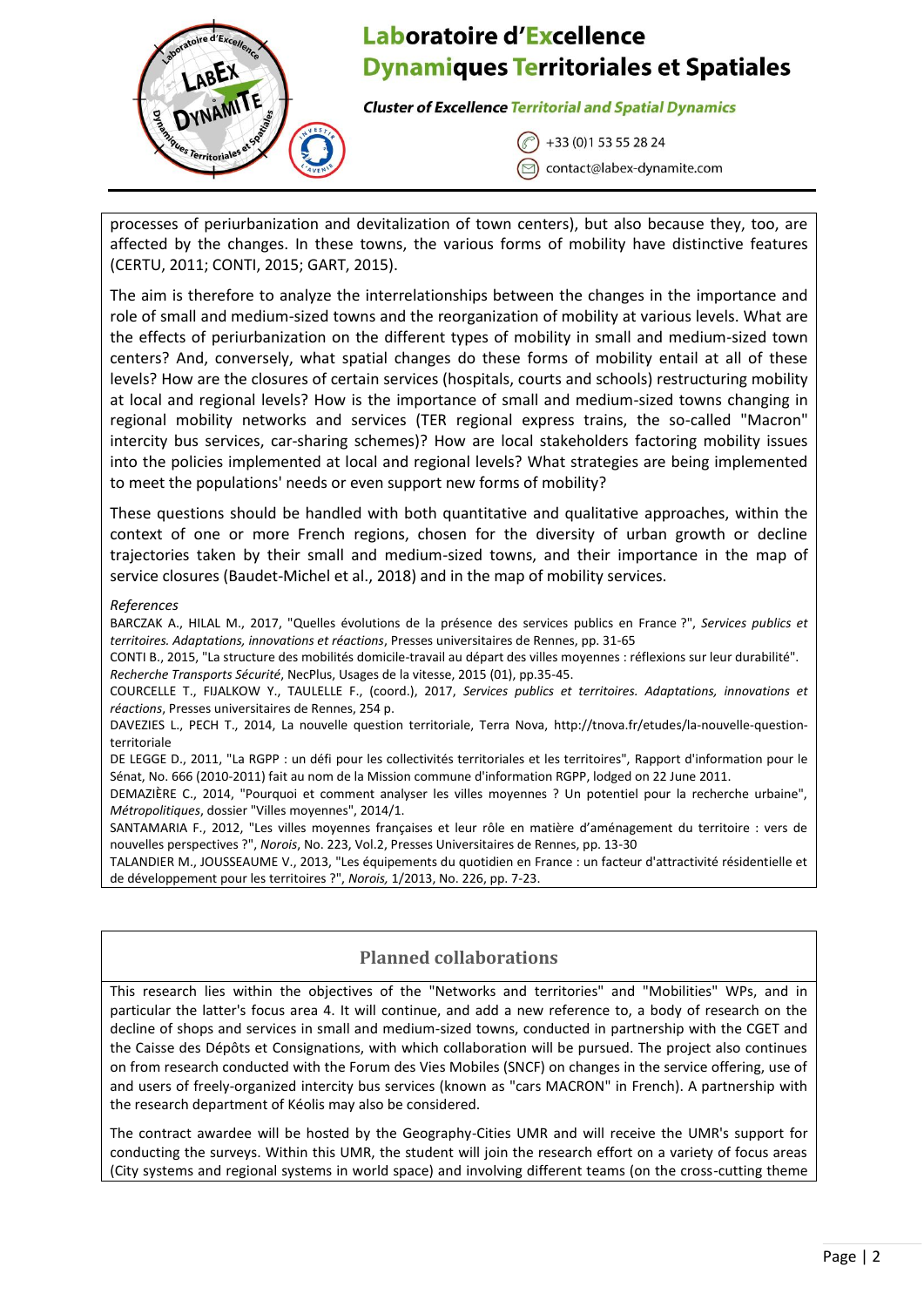processes of periurbanization and devitalization of town centers), but also because they, too, are affected by the changes. In these towns, the various forms of mobility have distinctive features (CERTU, 2011; CONTI, 2015; GART, 2015).

The aim is therefore to analyze the interrelationships between the changes in the importance and role of small and medium-sized towns and the reorganization of mobility at various levels. What are the effects of periurbanization on the different types of mobility in small and medium-sized town centers? And, conversely, what spatial changes do these forms of mobility entail at all of these levels? How are the closures of certain services (hospitals, courts and schools) restructuring mobility at local and regional levels? How is the importance of small and medium-sized towns changing in regional mobility networks and services (TER regional express trains, the so-called "Macron" intercity bus services, car-sharing schemes)? How are local stakeholders factoring mobility issues into the policies implemented at local and regional levels? What strategies are being implemented to meet the populations' needs or even support new forms of mobility?

These questions should be handled with both quantitative and qualitative approaches, within the context of one or more French regions, chosen for the diversity of urban growth or decline trajectories taken by their small and medium-sized towns, and their importance in the map of service closures (Baudet-Michel et al., 2018) and in the map of mobility services.

*References*

BARCZAK A., HILAL M., 2017, "Quelles évolutions de la présence des services publics en France ?", *Services publics et territoires. Adaptations, innovations et réactions*, Presses universitaires de Rennes, pp. 31-65

CONTI B., 2015, "La structure des mobilités domicile-travail au départ des villes moyennes : réflexions sur leur durabilité". *Recherche Transports Sécurité*, NecPlus, Usages de la vitesse, 2015 (01), pp.35-45.

COURCELLE T., FIJALKOW Y., TAULELLE F., (coord.), 2017, *Services publics et territoires. Adaptations, innovations et réactions*, Presses universitaires de Rennes, 254 p.

DAVEZIES L., PECH T., 2014, La nouvelle question territoriale, Terra Nova, http://tnova.fr/etudes/la-nouvelle-question-territoriale

DE LEGGE D., 2011, "La RGPP : un défi pour les collectivités territoriales et les territoires", Rapport d'information pour le Sénat, No. 666 (2010-2011) fait au nom de la Mission commune d'information RGPP, lodged on 22 June 2011.

DEMAZIÈRE C., 2014, "Pourquoi et comment analyser les villes moyennes ? Un potentiel pour la recherche urbaine", *Métropolitiques*, dossier "Villes moyennes", 2014/1.

SANTAMARIA F., 2012, "Les villes moyennes françaises et leur rôle en matière d'aménagement du territoire : vers de nouvelles perspectives ?", *Norois*, No. 223, Vol.2, Presses Universitaires de Rennes, pp. 13-30

TALANDIER M., JOUSSEAUME V., 2013, "Les équipements du quotidien en France : un facteur d'attractivité résidentielle et de développement pour les territoires ?", *Norois,* 1/2013, No. 226, pp. 7-23.

## Planned collaborations

This research lies within the objectives of the "Networks and territories" and "Mobilities" WPs, and in particular the latter's focus area 4. It will continue, and add a new reference to, a body of research on the decline of shops and services in small and medium-sized towns, conducted in partnership with the CGET and the Caisse des Dépôts et Consignations, with which collaboration will be pursued. The project also continues on from research conducted with the Forum des Vies Mobiles (SNCF) on changes in the service offering, use of and users of freely-organized intercity bus services (known as "cars MACRON" in French). A partnership with the research department of Kéolis may also be considered.

The contract awardee will be hosted by the Geography-Cities UMR and will receive the UMR's support for conducting the surveys. Within this UMR, the student will join the research effort on a variety of focus areas (City systems and regional systems in world space) and involving different teams (on the cross-cutting theme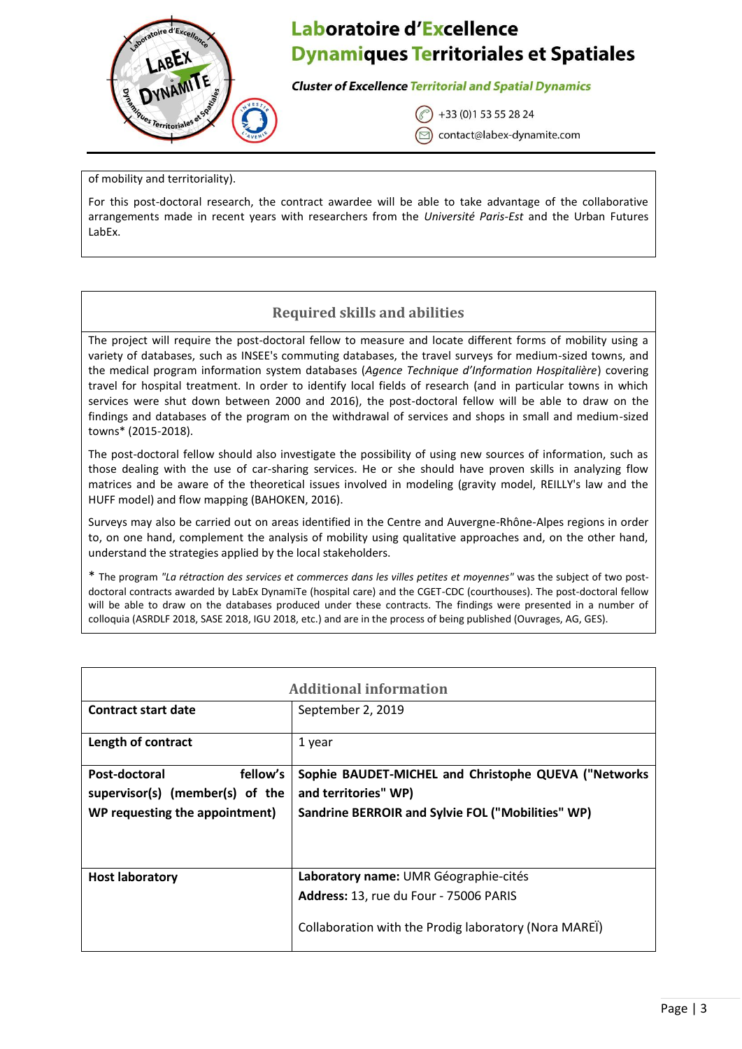of mobility and territoriality).

For this post-doctoral research, the contract awardee will be able to take advantage of the collaborative arrangements made in recent years with researchers from the *Université Paris-Est* and the Urban Futures LabEx.

## Required skills and abilities

The project will require the post-doctoral fellow to measure and locate different forms of mobility using a variety of databases, such as INSEE's commuting databases, the travel surveys for medium-sized towns, and the medical program information system databases (*Agence Technique d'Information Hospitalière*) covering travel for hospital treatment. In order to identify local fields of research (and in particular towns in which services were shut down between 2000 and 2016), the post-doctoral fellow will be able to draw on the findings and databases of the program on the withdrawal of services and shops in small and medium-sized towns* (2015-2018).

The post-doctoral fellow should also investigate the possibility of using new sources of information, such as those dealing with the use of car-sharing services. He or she should have proven skills in analyzing flow matrices and be aware of the theoretical issues involved in modeling (gravity model, REILLY's law and the HUFF model) and flow mapping (BAHOKEN, 2016).

Surveys may also be carried out on areas identified in the Centre and Auvergne-Rhône-Alpes regions in order to, on one hand, complement the analysis of mobility using qualitative approaches and, on the other hand, understand the strategies applied by the local stakeholders.

* The program *"La rétraction des services et commerces dans les villes petites et moyennes"* was the subject of two post-doctoral contracts awarded by LabEx DynamiTe (hospital care) and the CGET-CDC (courthouses). The post-doctoral fellow will be able to draw on the databases produced under these contracts. The findings were presented in a number of colloquia (ASRDLF 2018, SASE 2018, IGU 2018, etc.) and are in the process of being published (Ouvrages, AG, GES).

## Additional information

| | |
|---|---|
| **Contract start date** | September 2, 2019 |
| **Length of contract** | 1 year |
| **Post-doctoral fellow's supervisor(s) (member(s) of the WP requesting the appointment)** | **Sophie BAUDET-MICHEL and Christophe QUEVA ("Networks and territories" WP)**<br>**Sandrine BERROIR and Sylvie FOL ("Mobilities" WP)** |
| **Host laboratory** | **Laboratory name:** UMR Géographie-cités<br>**Address:** 13, rue du Four - 75006 PARIS<br><br>Collaboration with the Prodig laboratory (Nora MAREÏ) |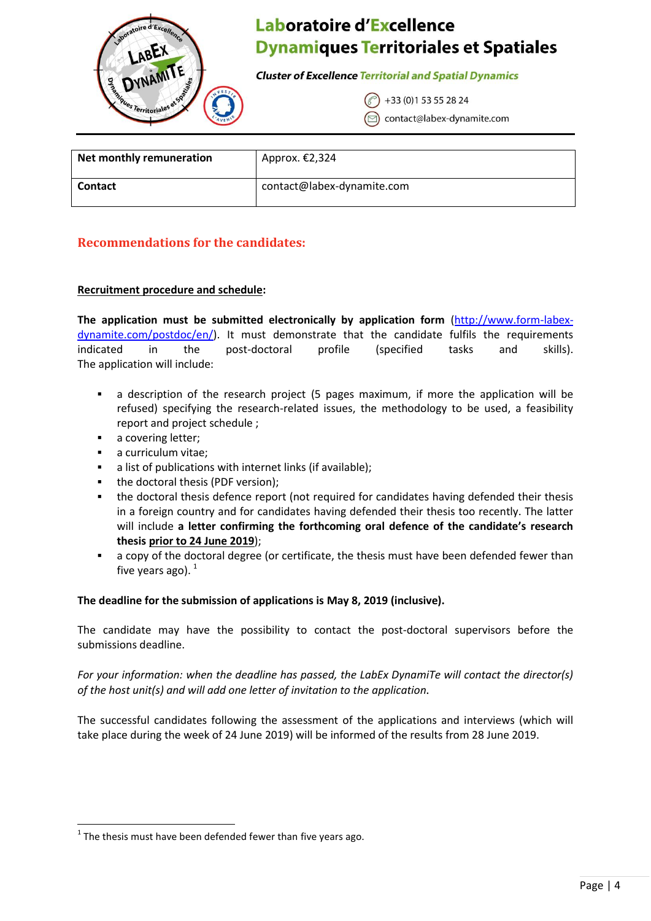| | |
|---|---|
| **Net monthly remuneration** | Approx. €2,324 |
| **Contact** | contact@labex-dynamite.com |

## Recommendations for the candidates:

**Recruitment procedure and schedule:**

**The application must be submitted electronically by application form** (http://www.form-labex-dynamite.com/postdoc/en/). It must demonstrate that the candidate fulfils the requirements indicated in the post-doctoral profile (specified tasks and skills). The application will include:

- a description of the research project (5 pages maximum, if more the application will be refused) specifying the research-related issues, the methodology to be used, a feasibility report and project schedule ;
- a covering letter;
- a curriculum vitae;
- a list of publications with internet links (if available);
- the doctoral thesis (PDF version);
- the doctoral thesis defence report (not required for candidates having defended their thesis in a foreign country and for candidates having defended their thesis too recently. The latter will include **a letter confirming the forthcoming oral defence of the candidate's research thesis prior to 24 June 2019**);
- a copy of the doctoral degree (or certificate, the thesis must have been defended fewer than five years ago). [1]

**The deadline for the submission of applications is May 8, 2019 (inclusive).**

The candidate may have the possibility to contact the post-doctoral supervisors before the submissions deadline.

*For your information: when the deadline has passed, the LabEx DynamiTe will contact the director(s) of the host unit(s) and will add one letter of invitation to the application.*

The successful candidates following the assessment of the applications and interviews (which will take place during the week of 24 June 2019) will be informed of the results from 28 June 2019.

[1] The thesis must have been defended fewer than five years ago.